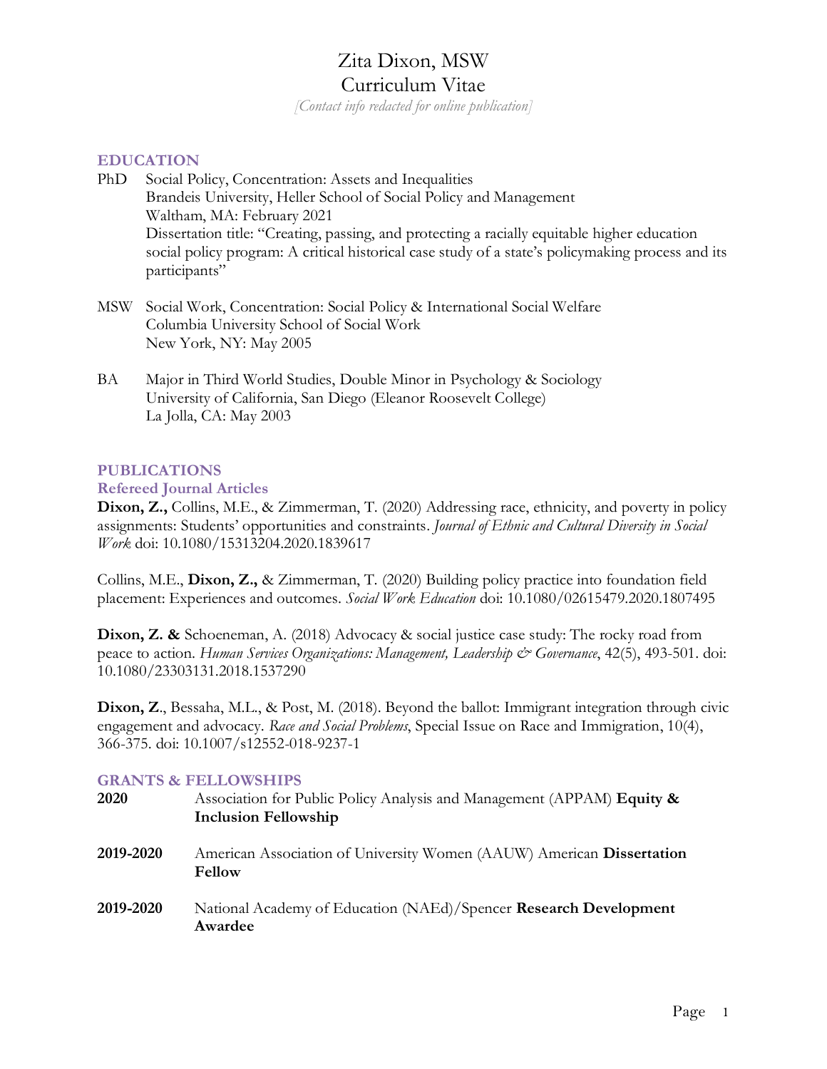# Zita Dixon, MSW
# Curriculum Vitae

*[Contact info redacted for online publication]*

## EDUCATION

PhD Social Policy, Concentration: Assets and Inequalities
Brandeis University, Heller School of Social Policy and Management
Waltham, MA: February 2021
Dissertation title: "Creating, passing, and protecting a racially equitable higher education social policy program: A critical historical case study of a state's policymaking process and its participants"

MSW Social Work, Concentration: Social Policy & International Social Welfare
Columbia University School of Social Work
New York, NY: May 2005

BA Major in Third World Studies, Double Minor in Psychology & Sociology
University of California, San Diego (Eleanor Roosevelt College)
La Jolla, CA: May 2003

## PUBLICATIONS

### Refereed Journal Articles

**Dixon, Z.,** Collins, M.E., & Zimmerman, T. (2020) Addressing race, ethnicity, and poverty in policy assignments: Students' opportunities and constraints. *Journal of Ethnic and Cultural Diversity in Social Work* doi: 10.1080/15313204.2020.1839617

Collins, M.E., **Dixon, Z.,** & Zimmerman, T. (2020) Building policy practice into foundation field placement: Experiences and outcomes. *Social Work Education* doi: 10.1080/02615479.2020.1807495

**Dixon, Z. &** Schoeneman, A. (2018) Advocacy & social justice case study: The rocky road from peace to action. *Human Services Organizations: Management, Leadership & Governance*, 42(5), 493-501. doi: 10.1080/23303131.2018.1537290

**Dixon, Z**., Bessaha, M.L., & Post, M. (2018). Beyond the ballot: Immigrant integration through civic engagement and advocacy. *Race and Social Problems*, Special Issue on Race and Immigration, 10(4), 366-375. doi: 10.1007/s12552-018-9237-1

## GRANTS & FELLOWSHIPS

**2020** Association for Public Policy Analysis and Management (APPAM) **Equity & Inclusion Fellowship**

**2019-2020** American Association of University Women (AAUW) American **Dissertation Fellow**

**2019-2020** National Academy of Education (NAEd)/Spencer **Research Development Awardee**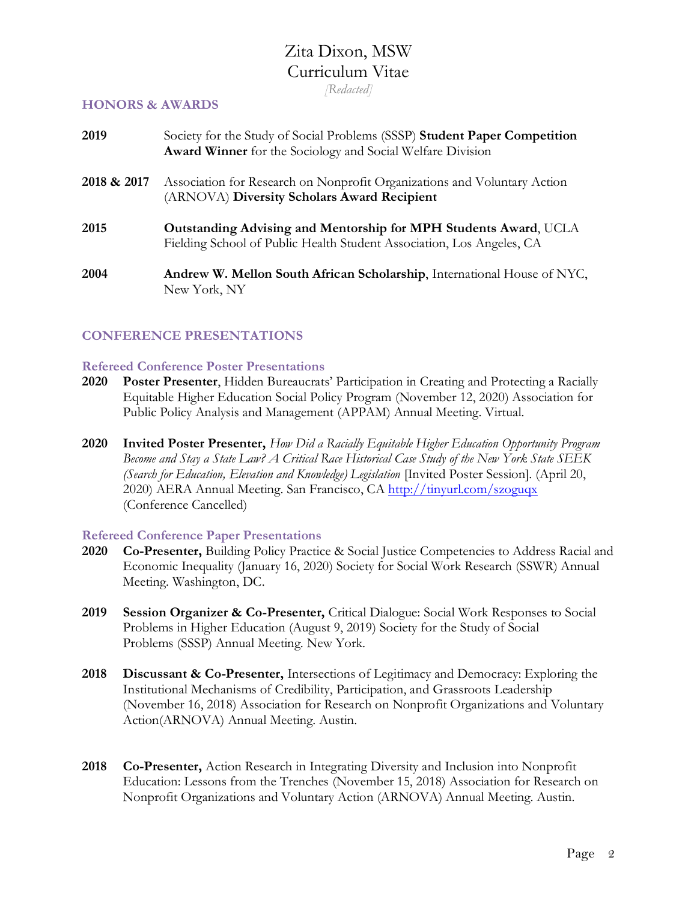# Zita Dixon, MSW
# Curriculum Vitae

*[Redacted]*

## HONORS & AWARDS

**2019** Society for the Study of Social Problems (SSSP) **Student Paper Competition Award Winner** for the Sociology and Social Welfare Division

**2018 & 2017** Association for Research on Nonprofit Organizations and Voluntary Action (ARNOVA) **Diversity Scholars Award Recipient**

**2015** **Outstanding Advising and Mentorship for MPH Students Award**, UCLA Fielding School of Public Health Student Association, Los Angeles, CA

**2004** **Andrew W. Mellon South African Scholarship**, International House of NYC, New York, NY

## CONFERENCE PRESENTATIONS

### Refereed Conference Poster Presentations

**2020** **Poster Presenter**, Hidden Bureaucrats' Participation in Creating and Protecting a Racially Equitable Higher Education Social Policy Program (November 12, 2020) Association for Public Policy Analysis and Management (APPAM) Annual Meeting. Virtual.

**2020** **Invited Poster Presenter,** *How Did a Racially Equitable Higher Education Opportunity Program Become and Stay a State Law? A Critical Race Historical Case Study of the New York State SEEK (Search for Education, Elevation and Knowledge) Legislation* [Invited Poster Session]. (April 20, 2020) AERA Annual Meeting. San Francisco, CA http://tinyurl.com/szoguqx (Conference Cancelled)

### Refereed Conference Paper Presentations

**2020** **Co-Presenter,** Building Policy Practice & Social Justice Competencies to Address Racial and Economic Inequality (January 16, 2020) Society for Social Work Research (SSWR) Annual Meeting. Washington, DC.

**2019** **Session Organizer & Co-Presenter,** Critical Dialogue: Social Work Responses to Social Problems in Higher Education (August 9, 2019) Society for the Study of Social Problems (SSSP) Annual Meeting. New York.

**2018** **Discussant & Co-Presenter,** Intersections of Legitimacy and Democracy: Exploring the Institutional Mechanisms of Credibility, Participation, and Grassroots Leadership (November 16, 2018) Association for Research on Nonprofit Organizations and Voluntary Action(ARNOVA) Annual Meeting. Austin.

**2018** **Co-Presenter,** Action Research in Integrating Diversity and Inclusion into Nonprofit Education: Lessons from the Trenches (November 15, 2018) Association for Research on Nonprofit Organizations and Voluntary Action (ARNOVA) Annual Meeting. Austin.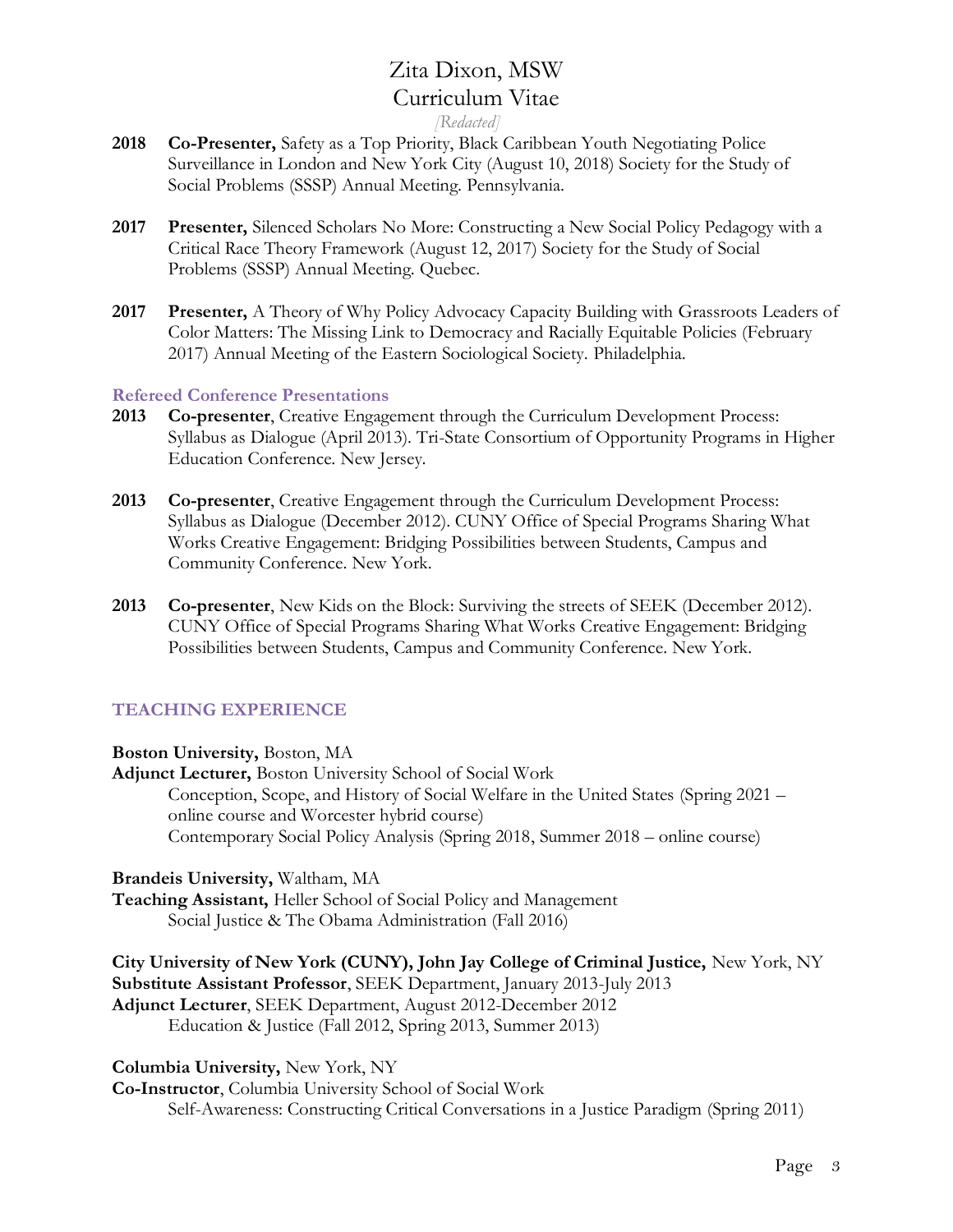**2018** **Co-Presenter,** Safety as a Top Priority, Black Caribbean Youth Negotiating Police Surveillance in London and New York City (August 10, 2018) Society for the Study of Social Problems (SSSP) Annual Meeting. Pennsylvania.

**2017** **Presenter,** Silenced Scholars No More: Constructing a New Social Policy Pedagogy with a Critical Race Theory Framework (August 12, 2017) Society for the Study of Social Problems (SSSP) Annual Meeting. Quebec.

**2017** **Presenter,** A Theory of Why Policy Advocacy Capacity Building with Grassroots Leaders of Color Matters: The Missing Link to Democracy and Racially Equitable Policies (February 2017) Annual Meeting of the Eastern Sociological Society. Philadelphia.

### Refereed Conference Presentations

**2013** **Co-presenter**, Creative Engagement through the Curriculum Development Process: Syllabus as Dialogue (April 2013). Tri-State Consortium of Opportunity Programs in Higher Education Conference. New Jersey.

**2013** **Co-presenter**, Creative Engagement through the Curriculum Development Process: Syllabus as Dialogue (December 2012). CUNY Office of Special Programs Sharing What Works Creative Engagement: Bridging Possibilities between Students, Campus and Community Conference. New York.

**2013** **Co-presenter**, New Kids on the Block: Surviving the streets of SEEK (December 2012). CUNY Office of Special Programs Sharing What Works Creative Engagement: Bridging Possibilities between Students, Campus and Community Conference. New York.

## TEACHING EXPERIENCE

**Boston University,** Boston, MA
**Adjunct Lecturer,** Boston University School of Social Work
- Conception, Scope, and History of Social Welfare in the United States (Spring 2021 – online course and Worcester hybrid course)
- Contemporary Social Policy Analysis (Spring 2018, Summer 2018 – online course)

**Brandeis University,** Waltham, MA
**Teaching Assistant,** Heller School of Social Policy and Management
- Social Justice & The Obama Administration (Fall 2016)

**City University of New York (CUNY), John Jay College of Criminal Justice,** New York, NY
**Substitute Assistant Professor**, SEEK Department, January 2013-July 2013
**Adjunct Lecturer**, SEEK Department, August 2012-December 2012
- Education & Justice (Fall 2012, Spring 2013, Summer 2013)

**Columbia University,** New York, NY
**Co-Instructor**, Columbia University School of Social Work
- Self-Awareness: Constructing Critical Conversations in a Justice Paradigm (Spring 2011)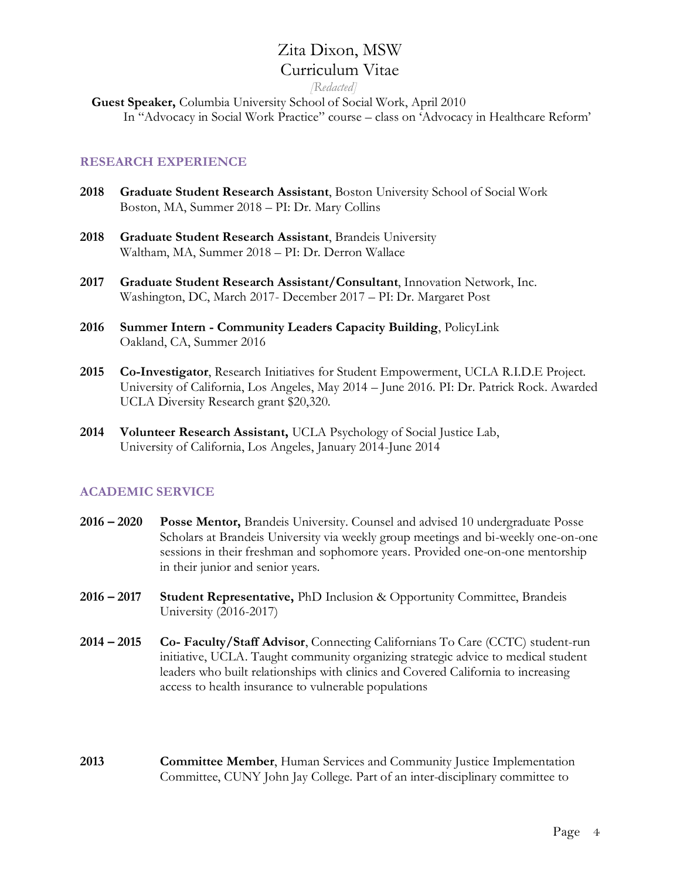**Guest Speaker,** Columbia University School of Social Work, April 2010
In "Advocacy in Social Work Practice" course – class on 'Advocacy in Healthcare Reform'

## RESEARCH EXPERIENCE

**2018** **Graduate Student Research Assistant**, Boston University School of Social Work
Boston, MA, Summer 2018 – PI: Dr. Mary Collins

**2018** **Graduate Student Research Assistant**, Brandeis University
Waltham, MA, Summer 2018 – PI: Dr. Derron Wallace

**2017** **Graduate Student Research Assistant/Consultant**, Innovation Network, Inc.
Washington, DC, March 2017- December 2017 – PI: Dr. Margaret Post

**2016** **Summer Intern - Community Leaders Capacity Building**, PolicyLink
Oakland, CA, Summer 2016

**2015** **Co-Investigator**, Research Initiatives for Student Empowerment, UCLA R.I.D.E Project. University of California, Los Angeles, May 2014 – June 2016. PI: Dr. Patrick Rock. Awarded UCLA Diversity Research grant $20,320.

**2014** **Volunteer Research Assistant,** UCLA Psychology of Social Justice Lab, University of California, Los Angeles, January 2014-June 2014

## ACADEMIC SERVICE

**2016 – 2020** **Posse Mentor,** Brandeis University. Counsel and advised 10 undergraduate Posse Scholars at Brandeis University via weekly group meetings and bi-weekly one-on-one sessions in their freshman and sophomore years. Provided one-on-one mentorship in their junior and senior years.

**2016 – 2017** **Student Representative,** PhD Inclusion & Opportunity Committee, Brandeis University (2016-2017)

**2014 – 2015** **Co- Faculty/Staff Advisor**, Connecting Californians To Care (CCTC) student-run initiative, UCLA. Taught community organizing strategic advice to medical student leaders who built relationships with clinics and Covered California to increasing access to health insurance to vulnerable populations

**2013** **Committee Member**, Human Services and Community Justice Implementation Committee, CUNY John Jay College. Part of an inter-disciplinary committee to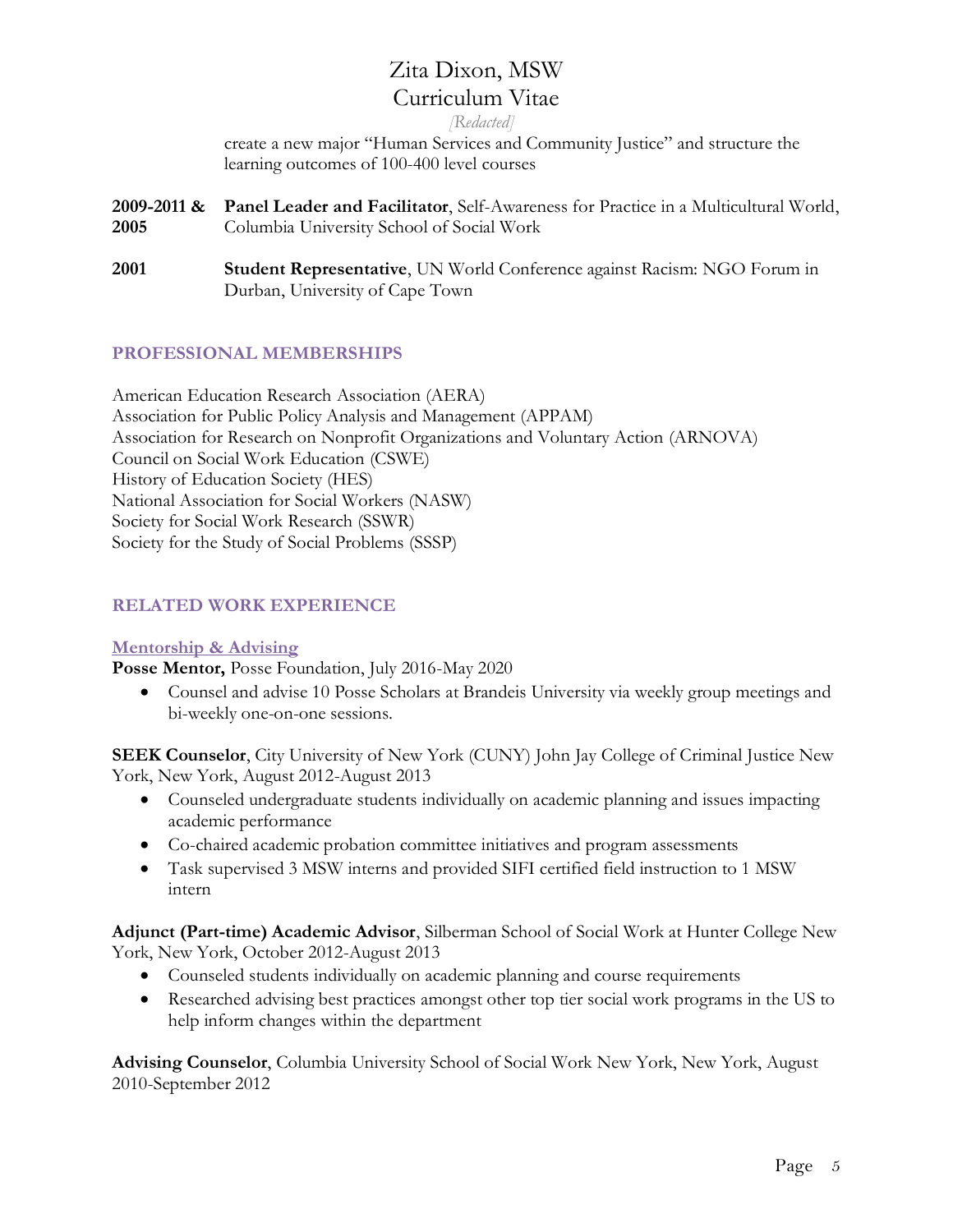create a new major "Human Services and Community Justice" and structure the learning outcomes of 100-400 level courses

**2009-2011 & 2005** **Panel Leader and Facilitator**, Self-Awareness for Practice in a Multicultural World, Columbia University School of Social Work

**2001** **Student Representative**, UN World Conference against Racism: NGO Forum in Durban, University of Cape Town

## PROFESSIONAL MEMBERSHIPS

American Education Research Association (AERA)
Association for Public Policy Analysis and Management (APPAM)
Association for Research on Nonprofit Organizations and Voluntary Action (ARNOVA)
Council on Social Work Education (CSWE)
History of Education Society (HES)
National Association for Social Workers (NASW)
Society for Social Work Research (SSWR)
Society for the Study of Social Problems (SSSP)

## RELATED WORK EXPERIENCE

### Mentorship & Advising

**Posse Mentor,** Posse Foundation, July 2016-May 2020

- Counsel and advise 10 Posse Scholars at Brandeis University via weekly group meetings and bi-weekly one-on-one sessions.

**SEEK Counselor**, City University of New York (CUNY) John Jay College of Criminal Justice New York, New York, August 2012-August 2013

- Counseled undergraduate students individually on academic planning and issues impacting academic performance
- Co-chaired academic probation committee initiatives and program assessments
- Task supervised 3 MSW interns and provided SIFI certified field instruction to 1 MSW intern

**Adjunct (Part-time) Academic Advisor**, Silberman School of Social Work at Hunter College New York, New York, October 2012-August 2013

- Counseled students individually on academic planning and course requirements
- Researched advising best practices amongst other top tier social work programs in the US to help inform changes within the department

**Advising Counselor**, Columbia University School of Social Work New York, New York, August 2010-September 2012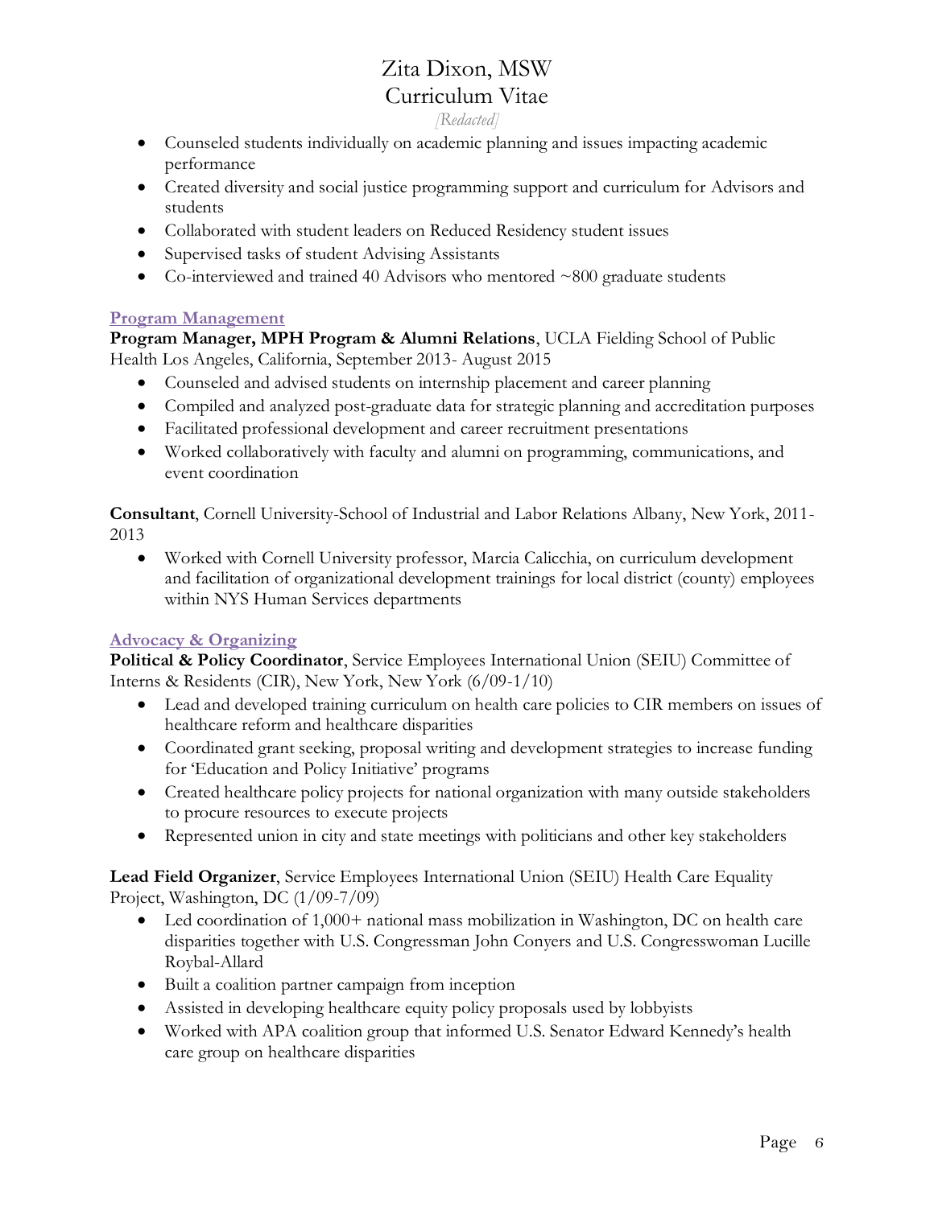- Counseled students individually on academic planning and issues impacting academic performance
- Created diversity and social justice programming support and curriculum for Advisors and students
- Collaborated with student leaders on Reduced Residency student issues
- Supervised tasks of student Advising Assistants
- Co-interviewed and trained 40 Advisors who mentored ~800 graduate students

## Program Management

**Program Manager, MPH Program & Alumni Relations**, UCLA Fielding School of Public Health Los Angeles, California, September 2013- August 2015

- Counseled and advised students on internship placement and career planning
- Compiled and analyzed post-graduate data for strategic planning and accreditation purposes
- Facilitated professional development and career recruitment presentations
- Worked collaboratively with faculty and alumni on programming, communications, and event coordination

**Consultant**, Cornell University-School of Industrial and Labor Relations Albany, New York, 2011-2013

- Worked with Cornell University professor, Marcia Calicchia, on curriculum development and facilitation of organizational development trainings for local district (county) employees within NYS Human Services departments

## Advocacy & Organizing

**Political & Policy Coordinator**, Service Employees International Union (SEIU) Committee of Interns & Residents (CIR), New York, New York (6/09-1/10)

- Lead and developed training curriculum on health care policies to CIR members on issues of healthcare reform and healthcare disparities
- Coordinated grant seeking, proposal writing and development strategies to increase funding for 'Education and Policy Initiative' programs
- Created healthcare policy projects for national organization with many outside stakeholders to procure resources to execute projects
- Represented union in city and state meetings with politicians and other key stakeholders

**Lead Field Organizer**, Service Employees International Union (SEIU) Health Care Equality Project, Washington, DC (1/09-7/09)

- Led coordination of 1,000+ national mass mobilization in Washington, DC on health care disparities together with U.S. Congressman John Conyers and U.S. Congresswoman Lucille Roybal-Allard
- Built a coalition partner campaign from inception
- Assisted in developing healthcare equity policy proposals used by lobbyists
- Worked with APA coalition group that informed U.S. Senator Edward Kennedy's health care group on healthcare disparities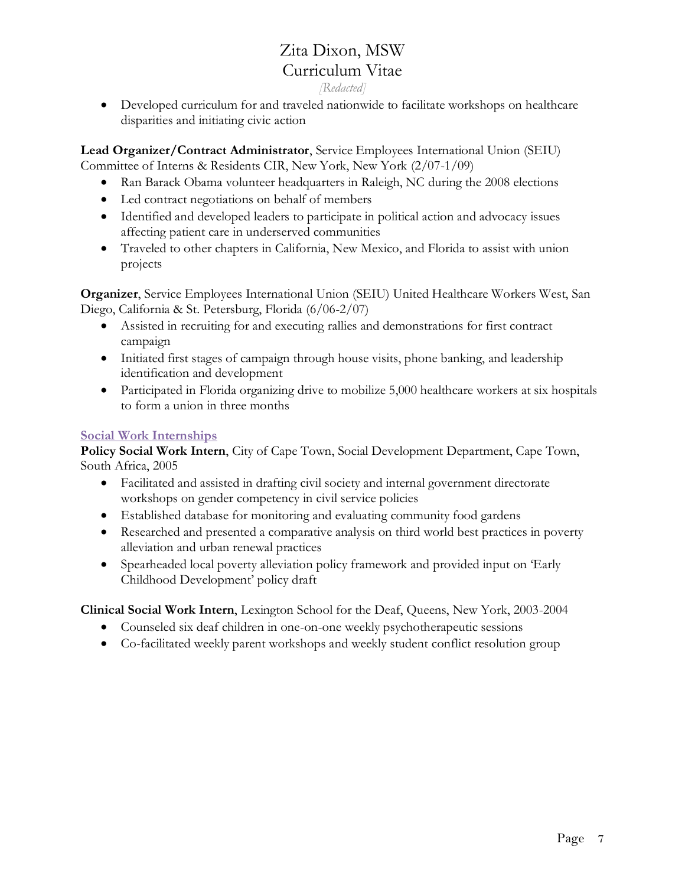- Developed curriculum for and traveled nationwide to facilitate workshops on healthcare disparities and initiating civic action

**Lead Organizer/Contract Administrator**, Service Employees International Union (SEIU) Committee of Interns & Residents CIR, New York, New York (2/07-1/09)

- Ran Barack Obama volunteer headquarters in Raleigh, NC during the 2008 elections
- Led contract negotiations on behalf of members
- Identified and developed leaders to participate in political action and advocacy issues affecting patient care in underserved communities
- Traveled to other chapters in California, New Mexico, and Florida to assist with union projects

**Organizer**, Service Employees International Union (SEIU) United Healthcare Workers West, San Diego, California & St. Petersburg, Florida (6/06-2/07)

- Assisted in recruiting for and executing rallies and demonstrations for first contract campaign
- Initiated first stages of campaign through house visits, phone banking, and leadership identification and development
- Participated in Florida organizing drive to mobilize 5,000 healthcare workers at six hospitals to form a union in three months

## Social Work Internships

**Policy Social Work Intern**, City of Cape Town, Social Development Department, Cape Town, South Africa, 2005

- Facilitated and assisted in drafting civil society and internal government directorate workshops on gender competency in civil service policies
- Established database for monitoring and evaluating community food gardens
- Researched and presented a comparative analysis on third world best practices in poverty alleviation and urban renewal practices
- Spearheaded local poverty alleviation policy framework and provided input on 'Early Childhood Development' policy draft

**Clinical Social Work Intern**, Lexington School for the Deaf, Queens, New York, 2003-2004

- Counseled six deaf children in one-on-one weekly psychotherapeutic sessions
- Co-facilitated weekly parent workshops and weekly student conflict resolution group